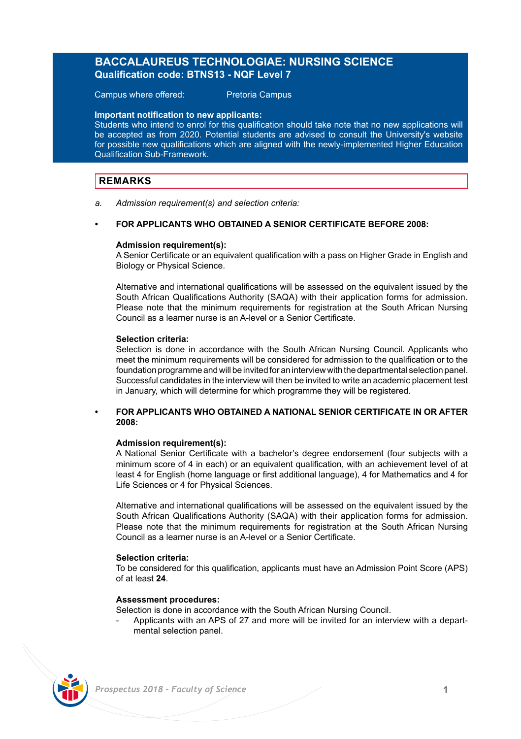# BACCALAUREUS TECHNOLOGIAE: NURSING SCIENCE

**Qualification code: BTNS13 - NQF Level 7**

Campus where offered: Pretoria Campus

**Important notification to new applicants:**
Students who intend to enrol for this qualification should take note that no new applications will be accepted as from 2020. Potential students are advised to consult the University's website for possible new qualifications which are aligned with the newly-implemented Higher Education Qualification Sub-Framework.

## REMARKS

a. *Admission requirement(s) and selection criteria:*

- **FOR APPLICANTS WHO OBTAINED A SENIOR CERTIFICATE BEFORE 2008:**

  **Admission requirement(s):**
  A Senior Certificate or an equivalent qualification with a pass on Higher Grade in English and Biology or Physical Science.

  Alternative and international qualifications will be assessed on the equivalent issued by the South African Qualifications Authority (SAQA) with their application forms for admission. Please note that the minimum requirements for registration at the South African Nursing Council as a learner nurse is an A-level or a Senior Certificate.

  **Selection criteria:**
  Selection is done in accordance with the South African Nursing Council. Applicants who meet the minimum requirements will be considered for admission to the qualification or to the foundation programme and will be invited for an interview with the departmental selection panel. Successful candidates in the interview will then be invited to write an academic placement test in January, which will determine for which programme they will be registered.

- **FOR APPLICANTS WHO OBTAINED A NATIONAL SENIOR CERTIFICATE IN OR AFTER 2008:**

  **Admission requirement(s):**
  A National Senior Certificate with a bachelor's degree endorsement (four subjects with a minimum score of 4 in each) or an equivalent qualification, with an achievement level of at least 4 for English (home language or first additional language), 4 for Mathematics and 4 for Life Sciences or 4 for Physical Sciences.

  Alternative and international qualifications will be assessed on the equivalent issued by the South African Qualifications Authority (SAQA) with their application forms for admission. Please note that the minimum requirements for registration at the South African Nursing Council as a learner nurse is an A-level or a Senior Certificate.

  **Selection criteria:**
  To be considered for this qualification, applicants must have an Admission Point Score (APS) of at least **24**.

  **Assessment procedures:**
  Selection is done in accordance with the South African Nursing Council.
  - Applicants with an APS of 27 and more will be invited for an interview with a departmental selection panel.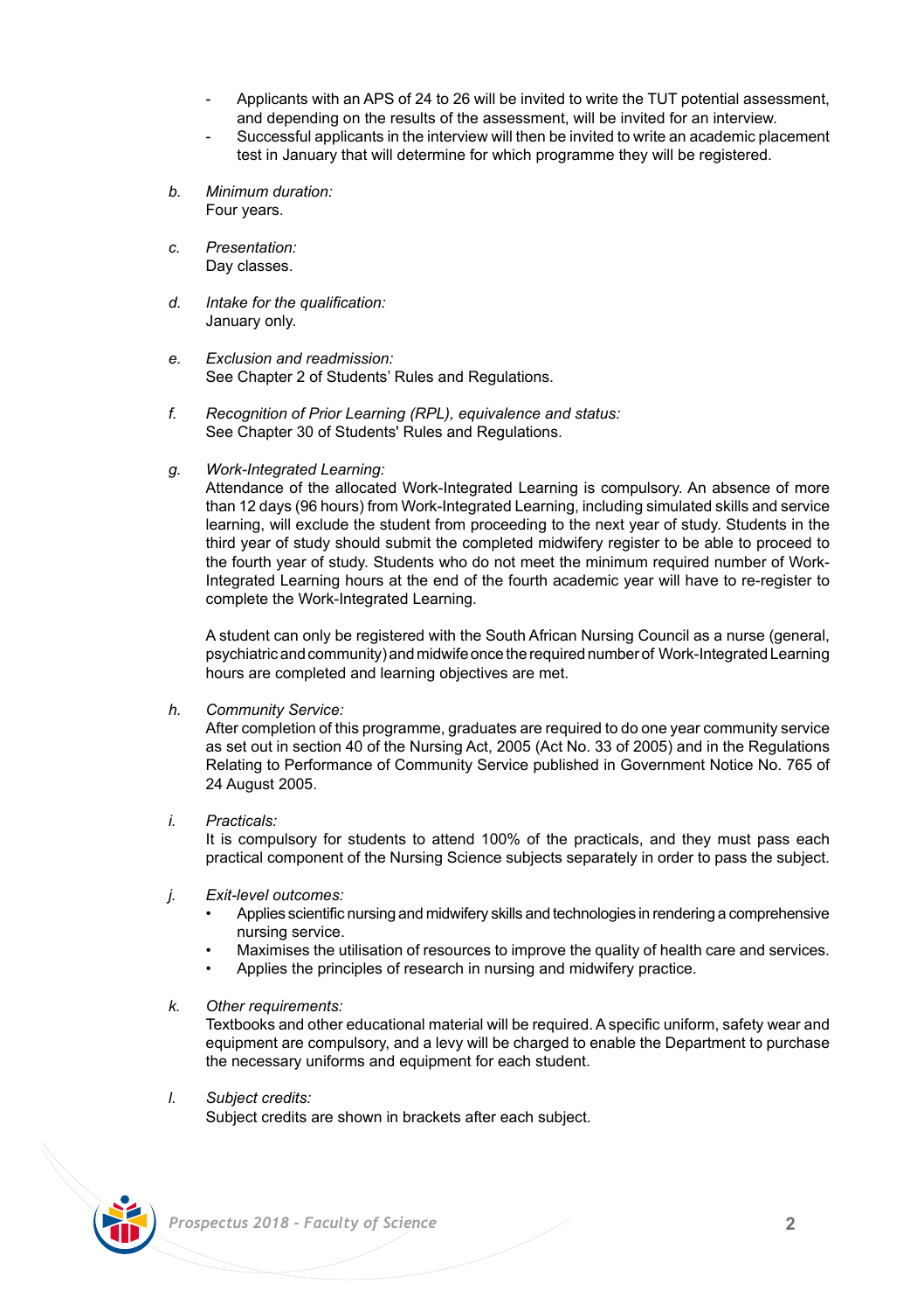- Applicants with an APS of 24 to 26 will be invited to write the TUT potential assessment, and depending on the results of the assessment, will be invited for an interview.
- Successful applicants in the interview will then be invited to write an academic placement test in January that will determine for which programme they will be registered.

b. *Minimum duration:*
Four years.

c. *Presentation:*
Day classes.

d. *Intake for the qualification:*
January only.

e. *Exclusion and readmission:*
See Chapter 2 of Students' Rules and Regulations.

f. *Recognition of Prior Learning (RPL), equivalence and status:*
See Chapter 30 of Students' Rules and Regulations.

g. *Work-Integrated Learning:*
Attendance of the allocated Work-Integrated Learning is compulsory. An absence of more than 12 days (96 hours) from Work-Integrated Learning, including simulated skills and service learning, will exclude the student from proceeding to the next year of study. Students in the third year of study should submit the completed midwifery register to be able to proceed to the fourth year of study. Students who do not meet the minimum required number of Work-Integrated Learning hours at the end of the fourth academic year will have to re-register to complete the Work-Integrated Learning.

A student can only be registered with the South African Nursing Council as a nurse (general, psychiatric and community) and midwife once the required number of Work-Integrated Learning hours are completed and learning objectives are met.

h. *Community Service:*
After completion of this programme, graduates are required to do one year community service as set out in section 40 of the Nursing Act, 2005 (Act No. 33 of 2005) and in the Regulations Relating to Performance of Community Service published in Government Notice No. 765 of 24 August 2005.

i. *Practicals:*
It is compulsory for students to attend 100% of the practicals, and they must pass each practical component of the Nursing Science subjects separately in order to pass the subject.

j. *Exit-level outcomes:*
- Applies scientific nursing and midwifery skills and technologies in rendering a comprehensive nursing service.
- Maximises the utilisation of resources to improve the quality of health care and services.
- Applies the principles of research in nursing and midwifery practice.

k. *Other requirements:*
Textbooks and other educational material will be required. A specific uniform, safety wear and equipment are compulsory, and a levy will be charged to enable the Department to purchase the necessary uniforms and equipment for each student.

l. *Subject credits:*
Subject credits are shown in brackets after each subject.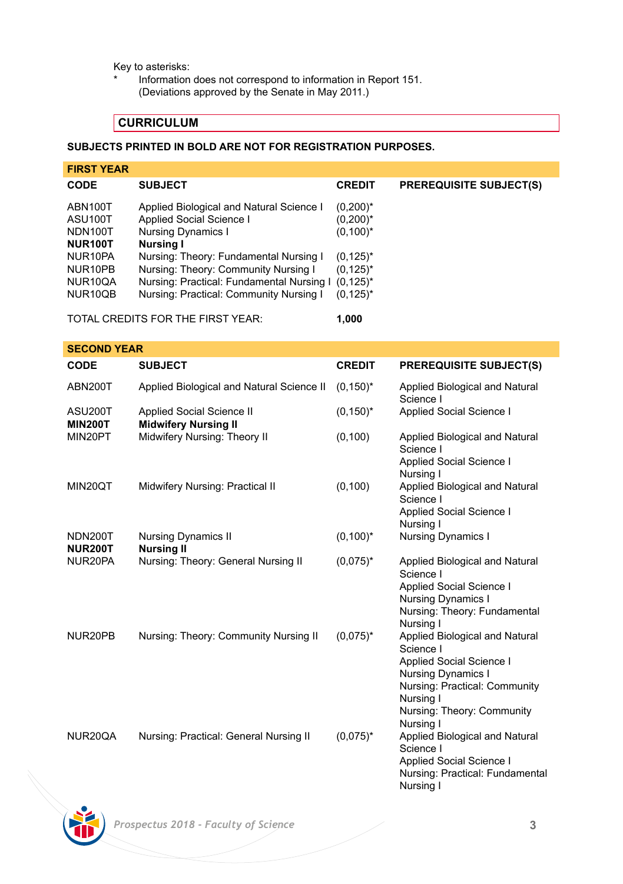Key to asterisks:

\* Information does not correspond to information in Report 151. (Deviations approved by the Senate in May 2011.)

## CURRICULUM

**SUBJECTS PRINTED IN BOLD ARE NOT FOR REGISTRATION PURPOSES.**

### FIRST YEAR

| CODE | SUBJECT | CREDIT | PREREQUISITE SUBJECT(S) |
|---|---|---|---|
| ABN100T | Applied Biological and Natural Science I | (0,200)* | |
| ASU100T | Applied Social Science I | (0,200)* | |
| NDN100T | Nursing Dynamics I | (0,100)* | |
| **NUR100T** | **Nursing I** | | |
| NUR10PA | Nursing: Theory: Fundamental Nursing I | (0,125)* | |
| NUR10PB | Nursing: Theory: Community Nursing I | (0,125)* | |
| NUR10QA | Nursing: Practical: Fundamental Nursing I | (0,125)* | |
| NUR10QB | Nursing: Practical: Community Nursing I | (0,125)* | |
| TOTAL CREDITS FOR THE FIRST YEAR: | | **1,000** | |

### SECOND YEAR

| CODE | SUBJECT | CREDIT | PREREQUISITE SUBJECT(S) |
|---|---|---|---|
| ABN200T | Applied Biological and Natural Science II | (0,150)* | Applied Biological and Natural Science I |
| ASU200T | Applied Social Science II | (0,150)* | Applied Social Science I |
| **MIN200T** | **Midwifery Nursing II** | | |
| MIN20PT | Midwifery Nursing: Theory II | (0,100) | Applied Biological and Natural Science I<br>Applied Social Science I<br>Nursing I |
| MIN20QT | Midwifery Nursing: Practical II | (0,100) | Applied Biological and Natural Science I<br>Applied Social Science I<br>Nursing I |
| NDN200T | Nursing Dynamics II | (0,100)* | Nursing Dynamics I |
| **NUR200T** | **Nursing II** | | |
| NUR20PA | Nursing: Theory: General Nursing II | (0,075)* | Applied Biological and Natural Science I<br>Applied Social Science I<br>Nursing Dynamics I<br>Nursing: Theory: Fundamental Nursing I |
| NUR20PB | Nursing: Theory: Community Nursing II | (0,075)* | Applied Biological and Natural Science I<br>Applied Social Science I<br>Nursing Dynamics I<br>Nursing: Practical: Community Nursing I<br>Nursing: Theory: Community Nursing I |
| NUR20QA | Nursing: Practical: General Nursing II | (0,075)* | Applied Biological and Natural Science I<br>Applied Social Science I<br>Nursing: Practical: Fundamental Nursing I |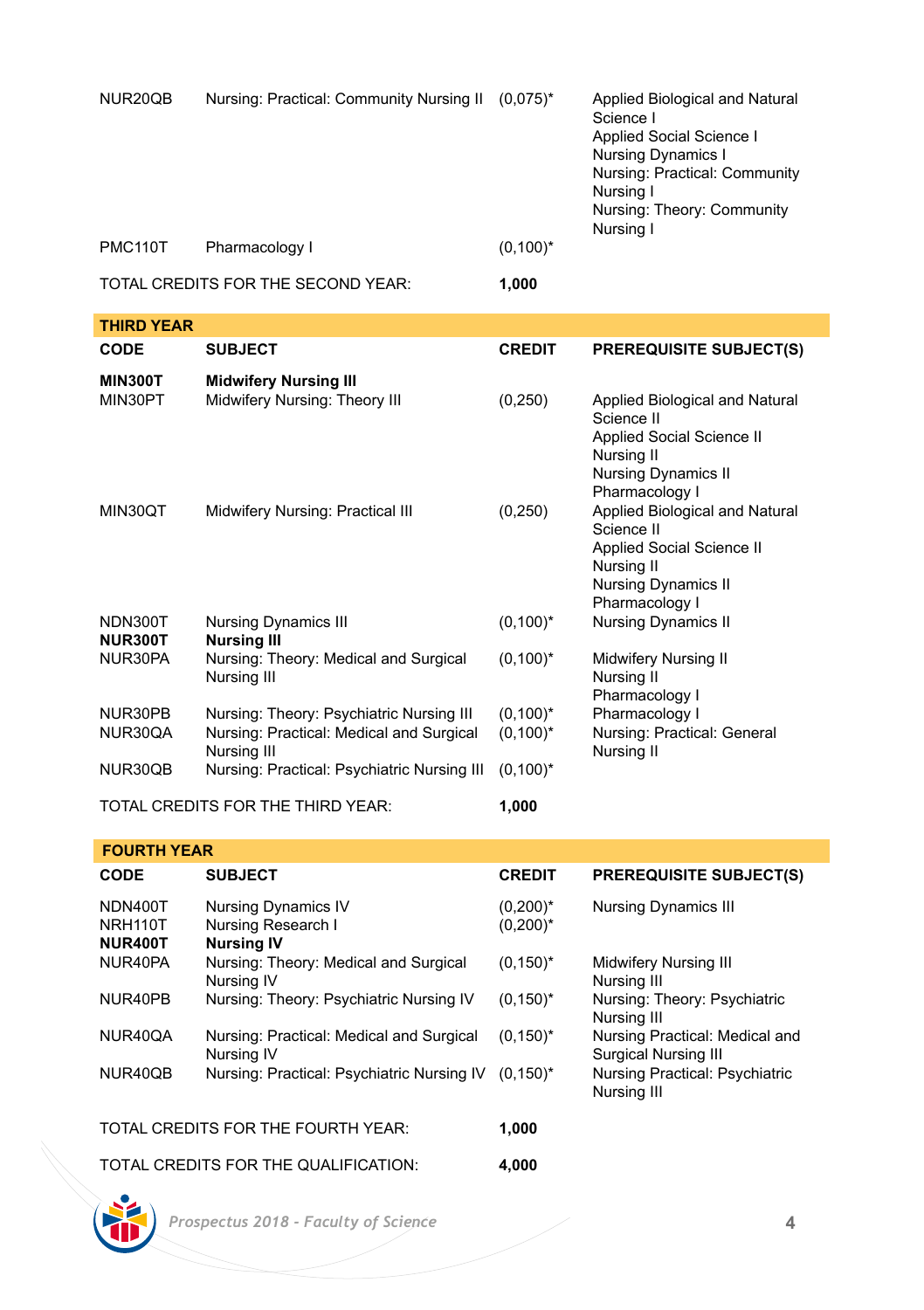| CODE | SUBJECT | CREDIT | PREREQUISITE SUBJECT(S) |
|---|---|---|---|
| NUR20QB | Nursing: Practical: Community Nursing II | (0,075)* | Applied Biological and Natural Science I<br>Applied Social Science I<br>Nursing Dynamics I<br>Nursing: Practical: Community Nursing I<br>Nursing: Theory: Community Nursing I |
| PMC110T | Pharmacology I | (0,100)* | |

TOTAL CREDITS FOR THE SECOND YEAR: **1,000**

## THIRD YEAR

| CODE | SUBJECT | CREDIT | PREREQUISITE SUBJECT(S) |
|---|---|---|---|
| **MIN300T** | **Midwifery Nursing III** | | |
| MIN30PT | Midwifery Nursing: Theory III | (0,250) | Applied Biological and Natural Science II<br>Applied Social Science II<br>Nursing II<br>Nursing Dynamics II<br>Pharmacology I |
| MIN30QT | Midwifery Nursing: Practical III | (0,250) | Applied Biological and Natural Science II<br>Applied Social Science II<br>Nursing II<br>Nursing Dynamics II<br>Pharmacology I |
| NDN300T | Nursing Dynamics III | (0,100)* | Nursing Dynamics II |
| **NUR300T** | **Nursing III** | | |
| NUR30PA | Nursing: Theory: Medical and Surgical Nursing III | (0,100)* | Midwifery Nursing II<br>Nursing II<br>Pharmacology I |
| NUR30PB | Nursing: Theory: Psychiatric Nursing III | (0,100)* | Pharmacology I |
| NUR30QA | Nursing: Practical: Medical and Surgical Nursing III | (0,100)* | Nursing: Practical: General Nursing II |
| NUR30QB | Nursing: Practical: Psychiatric Nursing III | (0,100)* | |

TOTAL CREDITS FOR THE THIRD YEAR: **1,000**

## FOURTH YEAR

| CODE | SUBJECT | CREDIT | PREREQUISITE SUBJECT(S) |
|---|---|---|---|
| NDN400T | Nursing Dynamics IV | (0,200)* | Nursing Dynamics III |
| NRH110T | Nursing Research I | (0,200)* | |
| **NUR400T** | **Nursing IV** | | |
| NUR40PA | Nursing: Theory: Medical and Surgical Nursing IV | (0,150)* | Midwifery Nursing III<br>Nursing III |
| NUR40PB | Nursing: Theory: Psychiatric Nursing IV | (0,150)* | Nursing: Theory: Psychiatric Nursing III |
| NUR40QA | Nursing: Practical: Medical and Surgical Nursing IV | (0,150)* | Nursing Practical: Medical and Surgical Nursing III |
| NUR40QB | Nursing: Practical: Psychiatric Nursing IV | (0,150)* | Nursing Practical: Psychiatric Nursing III |

TOTAL CREDITS FOR THE FOURTH YEAR: **1,000**

TOTAL CREDITS FOR THE QUALIFICATION: **4,000**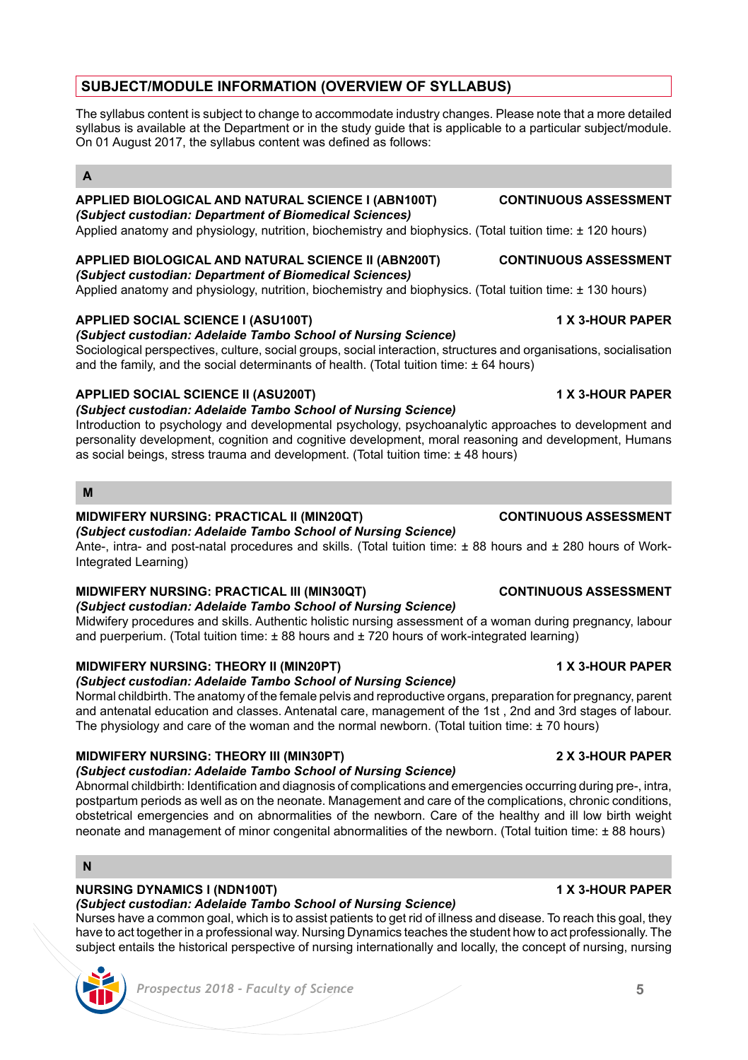## SUBJECT/MODULE INFORMATION (OVERVIEW OF SYLLABUS)

The syllabus content is subject to change to accommodate industry changes. Please note that a more detailed syllabus is available at the Department or in the study guide that is applicable to a particular subject/module. On 01 August 2017, the syllabus content was defined as follows:

### A

**APPLIED BIOLOGICAL AND NATURAL SCIENCE I (ABN100T) — CONTINUOUS ASSESSMENT**
***(Subject custodian: Department of Biomedical Sciences)***
Applied anatomy and physiology, nutrition, biochemistry and biophysics. (Total tuition time: ± 120 hours)

**APPLIED BIOLOGICAL AND NATURAL SCIENCE II (ABN200T) — CONTINUOUS ASSESSMENT**
***(Subject custodian: Department of Biomedical Sciences)***
Applied anatomy and physiology, nutrition, biochemistry and biophysics. (Total tuition time: ± 130 hours)

**APPLIED SOCIAL SCIENCE I (ASU100T) — 1 X 3-HOUR PAPER**
***(Subject custodian: Adelaide Tambo School of Nursing Science)***
Sociological perspectives, culture, social groups, social interaction, structures and organisations, socialisation and the family, and the social determinants of health. (Total tuition time: ± 64 hours)

**APPLIED SOCIAL SCIENCE II (ASU200T) — 1 X 3-HOUR PAPER**
***(Subject custodian: Adelaide Tambo School of Nursing Science)***
Introduction to psychology and developmental psychology, psychoanalytic approaches to development and personality development, cognition and cognitive development, moral reasoning and development, Humans as social beings, stress trauma and development. (Total tuition time: ± 48 hours)

### M

**MIDWIFERY NURSING: PRACTICAL II (MIN20QT) — CONTINUOUS ASSESSMENT**
***(Subject custodian: Adelaide Tambo School of Nursing Science)***
Ante-, intra- and post-natal procedures and skills. (Total tuition time: ± 88 hours and ± 280 hours of Work-Integrated Learning)

**MIDWIFERY NURSING: PRACTICAL III (MIN30QT) — CONTINUOUS ASSESSMENT**
***(Subject custodian: Adelaide Tambo School of Nursing Science)***
Midwifery procedures and skills. Authentic holistic nursing assessment of a woman during pregnancy, labour and puerperium. (Total tuition time: ± 88 hours and ± 720 hours of work-integrated learning)

**MIDWIFERY NURSING: THEORY II (MIN20PT) — 1 X 3-HOUR PAPER**
***(Subject custodian: Adelaide Tambo School of Nursing Science)***
Normal childbirth. The anatomy of the female pelvis and reproductive organs, preparation for pregnancy, parent and antenatal education and classes. Antenatal care, management of the 1st , 2nd and 3rd stages of labour. The physiology and care of the woman and the normal newborn. (Total tuition time: ± 70 hours)

**MIDWIFERY NURSING: THEORY III (MIN30PT) — 2 X 3-HOUR PAPER**
***(Subject custodian: Adelaide Tambo School of Nursing Science)***
Abnormal childbirth: Identification and diagnosis of complications and emergencies occurring during pre-, intra, postpartum periods as well as on the neonate. Management and care of the complications, chronic conditions, obstetrical emergencies and on abnormalities of the newborn. Care of the healthy and ill low birth weight neonate and management of minor congenital abnormalities of the newborn. (Total tuition time: ± 88 hours)

### N

**NURSING DYNAMICS I (NDN100T) — 1 X 3-HOUR PAPER**
***(Subject custodian: Adelaide Tambo School of Nursing Science)***
Nurses have a common goal, which is to assist patients to get rid of illness and disease. To reach this goal, they have to act together in a professional way. Nursing Dynamics teaches the student how to act professionally. The subject entails the historical perspective of nursing internationally and locally, the concept of nursing, nursing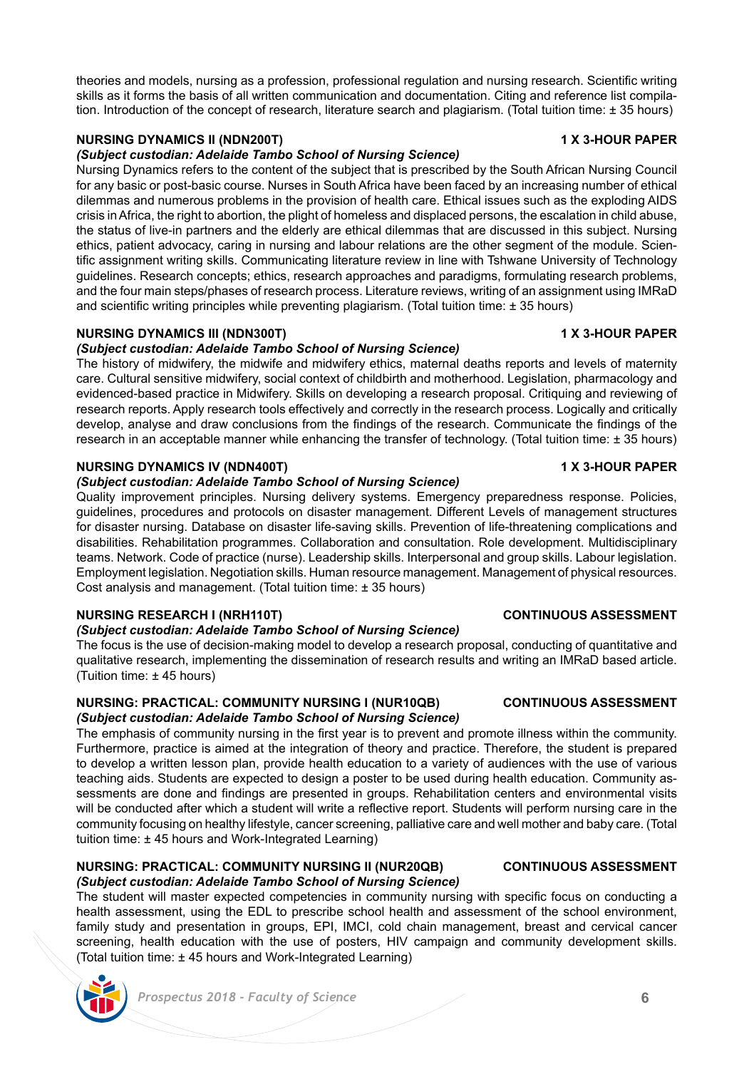theories and models, nursing as a profession, professional regulation and nursing research. Scientific writing skills as it forms the basis of all written communication and documentation. Citing and reference list compilation. Introduction of the concept of research, literature search and plagiarism. (Total tuition time: ± 35 hours)

**NURSING DYNAMICS II (NDN200T) — 1 X 3-HOUR PAPER**
*(Subject custodian: Adelaide Tambo School of Nursing Science)*
Nursing Dynamics refers to the content of the subject that is prescribed by the South African Nursing Council for any basic or post-basic course. Nurses in South Africa have been faced by an increasing number of ethical dilemmas and numerous problems in the provision of health care. Ethical issues such as the exploding AIDS crisis in Africa, the right to abortion, the plight of homeless and displaced persons, the escalation in child abuse, the status of live-in partners and the elderly are ethical dilemmas that are discussed in this subject. Nursing ethics, patient advocacy, caring in nursing and labour relations are the other segment of the module. Scientific assignment writing skills. Communicating literature review in line with Tshwane University of Technology guidelines. Research concepts; ethics, research approaches and paradigms, formulating research problems, and the four main steps/phases of research process. Literature reviews, writing of an assignment using IMRaD and scientific writing principles while preventing plagiarism. (Total tuition time: ± 35 hours)

**NURSING DYNAMICS III (NDN300T) — 1 X 3-HOUR PAPER**
*(Subject custodian: Adelaide Tambo School of Nursing Science)*
The history of midwifery, the midwife and midwifery ethics, maternal deaths reports and levels of maternity care. Cultural sensitive midwifery, social context of childbirth and motherhood. Legislation, pharmacology and evidenced-based practice in Midwifery. Skills on developing a research proposal. Critiquing and reviewing of research reports. Apply research tools effectively and correctly in the research process. Logically and critically develop, analyse and draw conclusions from the findings of the research. Communicate the findings of the research in an acceptable manner while enhancing the transfer of technology. (Total tuition time: ± 35 hours)

**NURSING DYNAMICS IV (NDN400T) — 1 X 3-HOUR PAPER**
*(Subject custodian: Adelaide Tambo School of Nursing Science)*
Quality improvement principles. Nursing delivery systems. Emergency preparedness response. Policies, guidelines, procedures and protocols on disaster management. Different Levels of management structures for disaster nursing. Database on disaster life-saving skills. Prevention of life-threatening complications and disabilities. Rehabilitation programmes. Collaboration and consultation. Role development. Multidisciplinary teams. Network. Code of practice (nurse). Leadership skills. Interpersonal and group skills. Labour legislation. Employment legislation. Negotiation skills. Human resource management. Management of physical resources. Cost analysis and management. (Total tuition time: ± 35 hours)

**NURSING RESEARCH I (NRH110T) — CONTINUOUS ASSESSMENT**
*(Subject custodian: Adelaide Tambo School of Nursing Science)*
The focus is the use of decision-making model to develop a research proposal, conducting of quantitative and qualitative research, implementing the dissemination of research results and writing an IMRaD based article. (Tuition time: ± 45 hours)

**NURSING: PRACTICAL: COMMUNITY NURSING I (NUR10QB) — CONTINUOUS ASSESSMENT**
*(Subject custodian: Adelaide Tambo School of Nursing Science)*
The emphasis of community nursing in the first year is to prevent and promote illness within the community. Furthermore, practice is aimed at the integration of theory and practice. Therefore, the student is prepared to develop a written lesson plan, provide health education to a variety of audiences with the use of various teaching aids. Students are expected to design a poster to be used during health education. Community assessments are done and findings are presented in groups. Rehabilitation centers and environmental visits will be conducted after which a student will write a reflective report. Students will perform nursing care in the community focusing on healthy lifestyle, cancer screening, palliative care and well mother and baby care. (Total tuition time: ± 45 hours and Work-Integrated Learning)

**NURSING: PRACTICAL: COMMUNITY NURSING II (NUR20QB) — CONTINUOUS ASSESSMENT**
*(Subject custodian: Adelaide Tambo School of Nursing Science)*
The student will master expected competencies in community nursing with specific focus on conducting a health assessment, using the EDL to prescribe school health and assessment of the school environment, family study and presentation in groups, EPI, IMCI, cold chain management, breast and cervical cancer screening, health education with the use of posters, HIV campaign and community development skills. (Total tuition time: ± 45 hours and Work-Integrated Learning)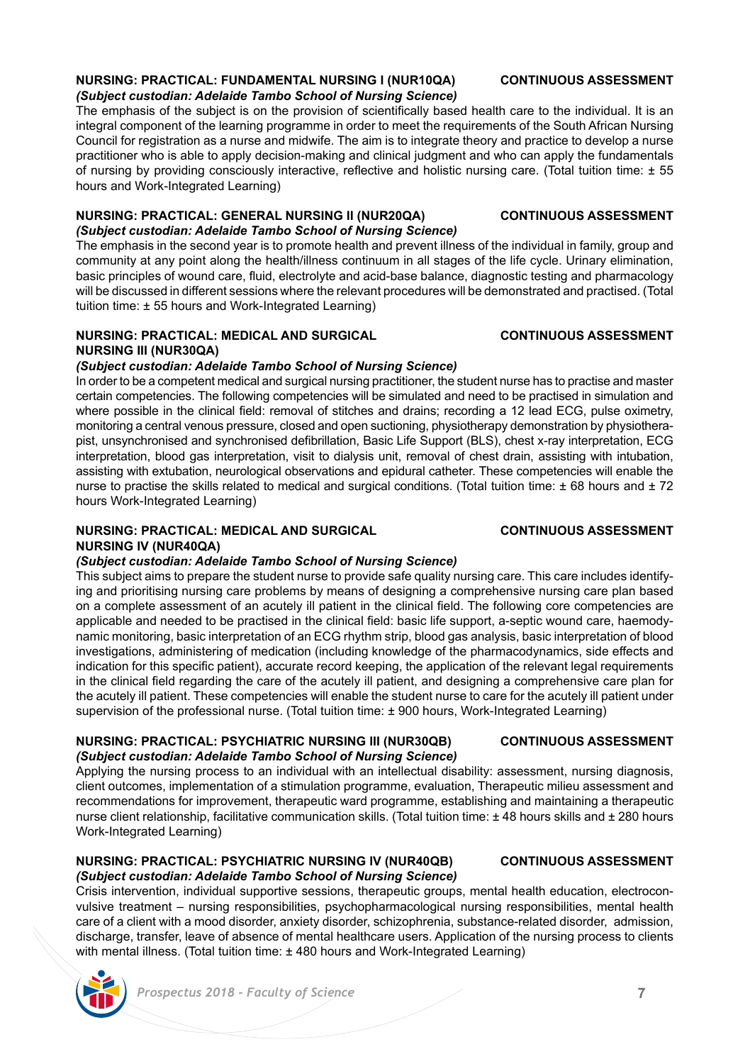### NURSING: PRACTICAL: FUNDAMENTAL NURSING I (NUR10QA) — CONTINUOUS ASSESSMENT

*(Subject custodian: Adelaide Tambo School of Nursing Science)*

The emphasis of the subject is on the provision of scientifically based health care to the individual. It is an integral component of the learning programme in order to meet the requirements of the South African Nursing Council for registration as a nurse and midwife. The aim is to integrate theory and practice to develop a nurse practitioner who is able to apply decision-making and clinical judgment and who can apply the fundamentals of nursing by providing consciously interactive, reflective and holistic nursing care. (Total tuition time: ± 55 hours and Work-Integrated Learning)

### NURSING: PRACTICAL: GENERAL NURSING II (NUR20QA) — CONTINUOUS ASSESSMENT

*(Subject custodian: Adelaide Tambo School of Nursing Science)*

The emphasis in the second year is to promote health and prevent illness of the individual in family, group and community at any point along the health/illness continuum in all stages of the life cycle. Urinary elimination, basic principles of wound care, fluid, electrolyte and acid-base balance, diagnostic testing and pharmacology will be discussed in different sessions where the relevant procedures will be demonstrated and practised. (Total tuition time: ± 55 hours and Work-Integrated Learning)

### NURSING: PRACTICAL: MEDICAL AND SURGICAL NURSING III (NUR30QA) — CONTINUOUS ASSESSMENT

*(Subject custodian: Adelaide Tambo School of Nursing Science)*

In order to be a competent medical and surgical nursing practitioner, the student nurse has to practise and master certain competencies. The following competencies will be simulated and need to be practised in simulation and where possible in the clinical field: removal of stitches and drains; recording a 12 lead ECG, pulse oximetry, monitoring a central venous pressure, closed and open suctioning, physiotherapy demonstration by physiotherapist, unsynchronised and synchronised defibrillation, Basic Life Support (BLS), chest x-ray interpretation, ECG interpretation, blood gas interpretation, visit to dialysis unit, removal of chest drain, assisting with intubation, assisting with extubation, neurological observations and epidural catheter. These competencies will enable the nurse to practise the skills related to medical and surgical conditions. (Total tuition time: ± 68 hours and ± 72 hours Work-Integrated Learning)

### NURSING: PRACTICAL: MEDICAL AND SURGICAL NURSING IV (NUR40QA) — CONTINUOUS ASSESSMENT

*(Subject custodian: Adelaide Tambo School of Nursing Science)*

This subject aims to prepare the student nurse to provide safe quality nursing care. This care includes identifying and prioritising nursing care problems by means of designing a comprehensive nursing care plan based on a complete assessment of an acutely ill patient in the clinical field. The following core competencies are applicable and needed to be practised in the clinical field: basic life support, a-septic wound care, haemodynamic monitoring, basic interpretation of an ECG rhythm strip, blood gas analysis, basic interpretation of blood investigations, administering of medication (including knowledge of the pharmacodynamics, side effects and indication for this specific patient), accurate record keeping, the application of the relevant legal requirements in the clinical field regarding the care of the acutely ill patient, and designing a comprehensive care plan for the acutely ill patient. These competencies will enable the student nurse to care for the acutely ill patient under supervision of the professional nurse. (Total tuition time: ± 900 hours, Work-Integrated Learning)

### NURSING: PRACTICAL: PSYCHIATRIC NURSING III (NUR30QB) — CONTINUOUS ASSESSMENT

*(Subject custodian: Adelaide Tambo School of Nursing Science)*

Applying the nursing process to an individual with an intellectual disability: assessment, nursing diagnosis, client outcomes, implementation of a stimulation programme, evaluation, Therapeutic milieu assessment and recommendations for improvement, therapeutic ward programme, establishing and maintaining a therapeutic nurse client relationship, facilitative communication skills. (Total tuition time: ± 48 hours skills and ± 280 hours Work-Integrated Learning)

### NURSING: PRACTICAL: PSYCHIATRIC NURSING IV (NUR40QB) — CONTINUOUS ASSESSMENT

*(Subject custodian: Adelaide Tambo School of Nursing Science)*

Crisis intervention, individual supportive sessions, therapeutic groups, mental health education, electroconvulsive treatment – nursing responsibilities, psychopharmacological nursing responsibilities, mental health care of a client with a mood disorder, anxiety disorder, schizophrenia, substance-related disorder, admission, discharge, transfer, leave of absence of mental healthcare users. Application of the nursing process to clients with mental illness. (Total tuition time: ± 480 hours and Work-Integrated Learning)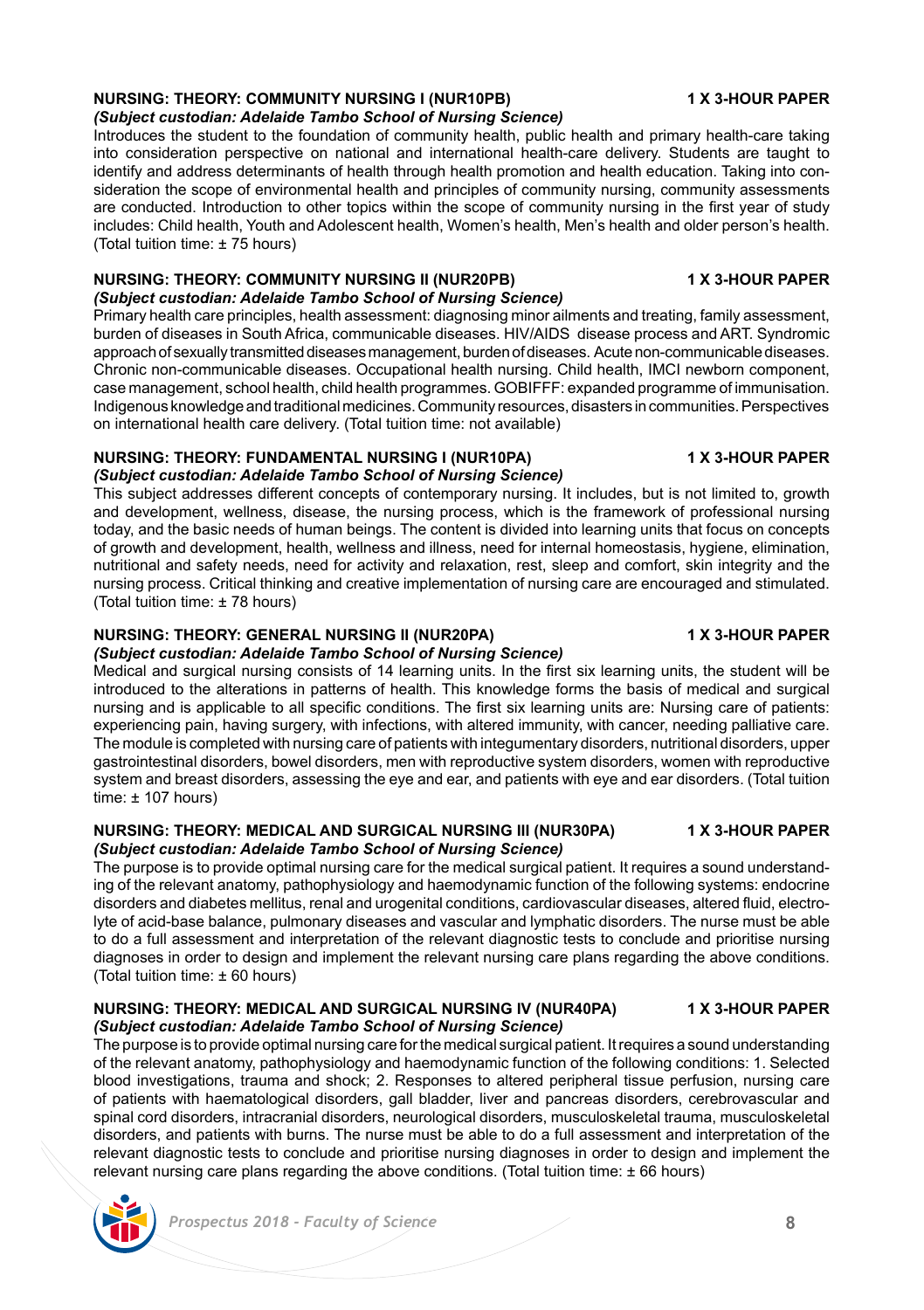### NURSING: THEORY: COMMUNITY NURSING I (NUR10PB) — 1 X 3-HOUR PAPER

*(Subject custodian: Adelaide Tambo School of Nursing Science)*

Introduces the student to the foundation of community health, public health and primary health-care taking into consideration perspective on national and international health-care delivery. Students are taught to identify and address determinants of health through health promotion and health education. Taking into consideration the scope of environmental health and principles of community nursing, community assessments are conducted. Introduction to other topics within the scope of community nursing in the first year of study includes: Child health, Youth and Adolescent health, Women's health, Men's health and older person's health. (Total tuition time: ± 75 hours)

### NURSING: THEORY: COMMUNITY NURSING II (NUR20PB) — 1 X 3-HOUR PAPER

*(Subject custodian: Adelaide Tambo School of Nursing Science)*

Primary health care principles, health assessment: diagnosing minor ailments and treating, family assessment, burden of diseases in South Africa, communicable diseases. HIV/AIDS disease process and ART. Syndromic approach of sexually transmitted diseases management, burden of diseases. Acute non-communicable diseases. Chronic non-communicable diseases. Occupational health nursing. Child health, IMCI newborn component, case management, school health, child health programmes. GOBIFFF: expanded programme of immunisation. Indigenous knowledge and traditional medicines. Community resources, disasters in communities. Perspectives on international health care delivery. (Total tuition time: not available)

### NURSING: THEORY: FUNDAMENTAL NURSING I (NUR10PA) — 1 X 3-HOUR PAPER

*(Subject custodian: Adelaide Tambo School of Nursing Science)*

This subject addresses different concepts of contemporary nursing. It includes, but is not limited to, growth and development, wellness, disease, the nursing process, which is the framework of professional nursing today, and the basic needs of human beings. The content is divided into learning units that focus on concepts of growth and development, health, wellness and illness, need for internal homeostasis, hygiene, elimination, nutritional and safety needs, need for activity and relaxation, rest, sleep and comfort, skin integrity and the nursing process. Critical thinking and creative implementation of nursing care are encouraged and stimulated. (Total tuition time: ± 78 hours)

### NURSING: THEORY: GENERAL NURSING II (NUR20PA) — 1 X 3-HOUR PAPER

*(Subject custodian: Adelaide Tambo School of Nursing Science)*

Medical and surgical nursing consists of 14 learning units. In the first six learning units, the student will be introduced to the alterations in patterns of health. This knowledge forms the basis of medical and surgical nursing and is applicable to all specific conditions. The first six learning units are: Nursing care of patients: experiencing pain, having surgery, with infections, with altered immunity, with cancer, needing palliative care. The module is completed with nursing care of patients with integumentary disorders, nutritional disorders, upper gastrointestinal disorders, bowel disorders, men with reproductive system disorders, women with reproductive system and breast disorders, assessing the eye and ear, and patients with eye and ear disorders. (Total tuition time: ± 107 hours)

### NURSING: THEORY: MEDICAL AND SURGICAL NURSING III (NUR30PA) — 1 X 3-HOUR PAPER

*(Subject custodian: Adelaide Tambo School of Nursing Science)*

The purpose is to provide optimal nursing care for the medical surgical patient. It requires a sound understanding of the relevant anatomy, pathophysiology and haemodynamic function of the following systems: endocrine disorders and diabetes mellitus, renal and urogenital conditions, cardiovascular diseases, altered fluid, electrolyte of acid-base balance, pulmonary diseases and vascular and lymphatic disorders. The nurse must be able to do a full assessment and interpretation of the relevant diagnostic tests to conclude and prioritise nursing diagnoses in order to design and implement the relevant nursing care plans regarding the above conditions. (Total tuition time: ± 60 hours)

### NURSING: THEORY: MEDICAL AND SURGICAL NURSING IV (NUR40PA) — 1 X 3-HOUR PAPER

*(Subject custodian: Adelaide Tambo School of Nursing Science)*

The purpose is to provide optimal nursing care for the medical surgical patient. It requires a sound understanding of the relevant anatomy, pathophysiology and haemodynamic function of the following conditions: 1. Selected blood investigations, trauma and shock; 2. Responses to altered peripheral tissue perfusion, nursing care of patients with haematological disorders, gall bladder, liver and pancreas disorders, cerebrovascular and spinal cord disorders, intracranial disorders, neurological disorders, musculoskeletal trauma, musculoskeletal disorders, and patients with burns. The nurse must be able to do a full assessment and interpretation of the relevant diagnostic tests to conclude and prioritise nursing diagnoses in order to design and implement the relevant nursing care plans regarding the above conditions. (Total tuition time: ± 66 hours)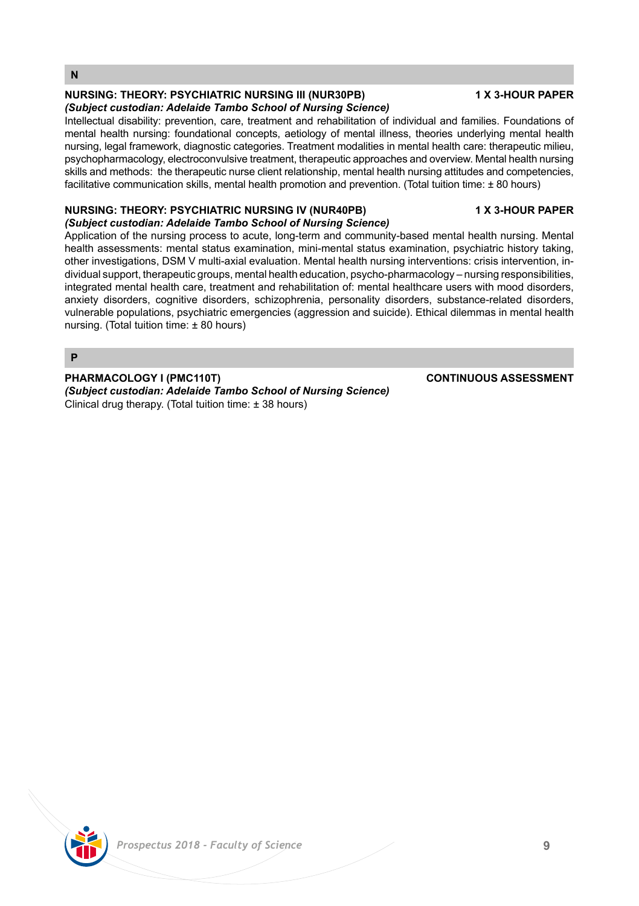## N

**NURSING: THEORY: PSYCHIATRIC NURSING III (NUR30PB)** **1 X 3-HOUR PAPER**
***(Subject custodian: Adelaide Tambo School of Nursing Science)***
Intellectual disability: prevention, care, treatment and rehabilitation of individual and families. Foundations of mental health nursing: foundational concepts, aetiology of mental illness, theories underlying mental health nursing, legal framework, diagnostic categories. Treatment modalities in mental health care: therapeutic milieu, psychopharmacology, electroconvulsive treatment, therapeutic approaches and overview. Mental health nursing skills and methods: the therapeutic nurse client relationship, mental health nursing attitudes and competencies, facilitative communication skills, mental health promotion and prevention. (Total tuition time: ± 80 hours)

**NURSING: THEORY: PSYCHIATRIC NURSING IV (NUR40PB)** **1 X 3-HOUR PAPER**
***(Subject custodian: Adelaide Tambo School of Nursing Science)***
Application of the nursing process to acute, long-term and community-based mental health nursing. Mental health assessments: mental status examination, mini-mental status examination, psychiatric history taking, other investigations, DSM V multi-axial evaluation. Mental health nursing interventions: crisis intervention, individual support, therapeutic groups, mental health education, psycho-pharmacology – nursing responsibilities, integrated mental health care, treatment and rehabilitation of: mental healthcare users with mood disorders, anxiety disorders, cognitive disorders, schizophrenia, personality disorders, substance-related disorders, vulnerable populations, psychiatric emergencies (aggression and suicide). Ethical dilemmas in mental health nursing. (Total tuition time: ± 80 hours)

## P

**PHARMACOLOGY I (PMC110T)** **CONTINUOUS ASSESSMENT**
***(Subject custodian: Adelaide Tambo School of Nursing Science)***
Clinical drug therapy. (Total tuition time: ± 38 hours)